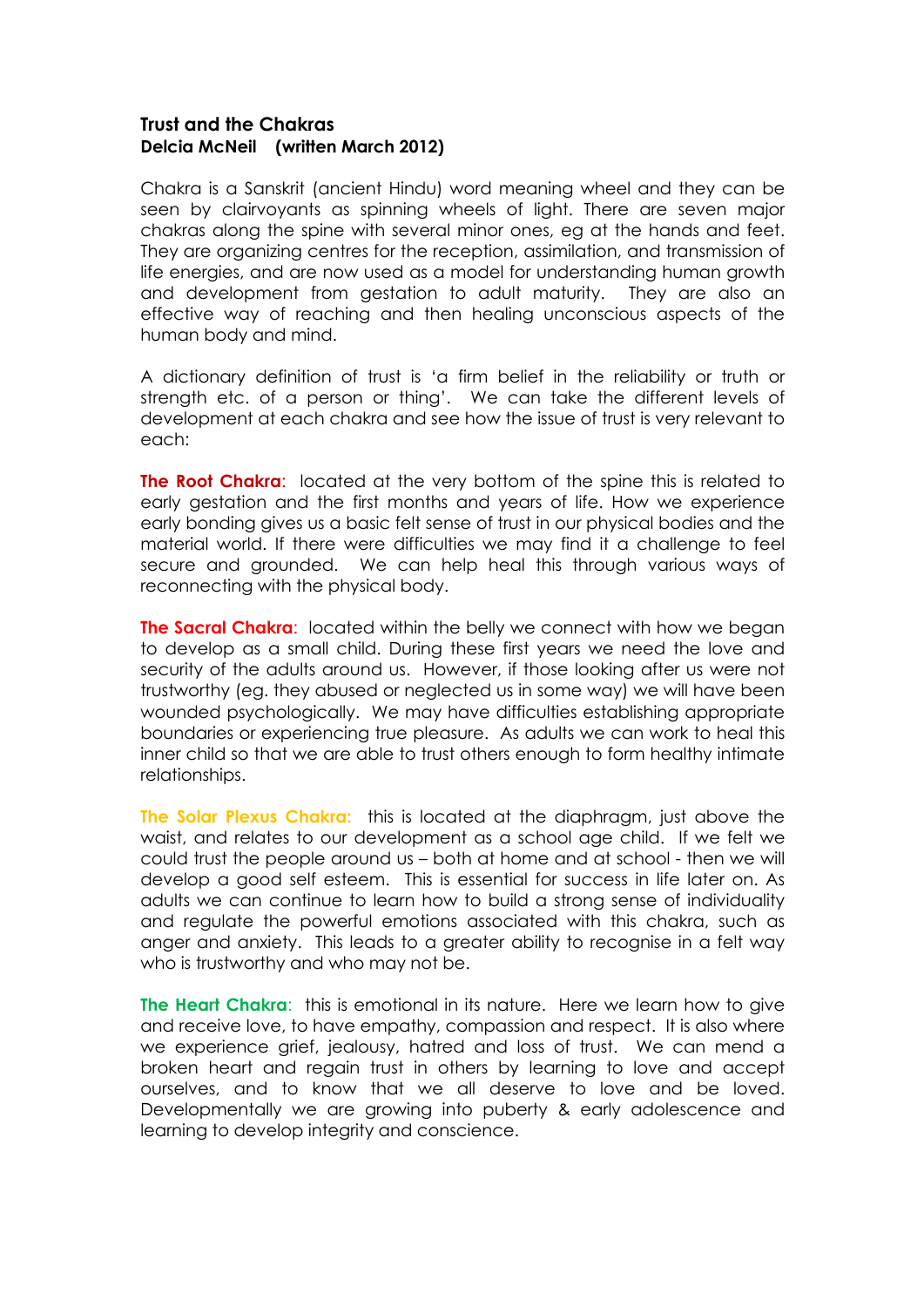# Trust and the Chakras

**Delcia McNeil (written March 2012)**

Chakra is a Sanskrit (ancient Hindu) word meaning wheel and they can be seen by clairvoyants as spinning wheels of light. There are seven major chakras along the spine with several minor ones, eg at the hands and feet. They are organizing centres for the reception, assimilation, and transmission of life energies, and are now used as a model for understanding human growth and development from gestation to adult maturity. They are also an effective way of reaching and then healing unconscious aspects of the human body and mind.

A dictionary definition of trust is 'a firm belief in the reliability or truth or strength etc. of a person or thing'. We can take the different levels of development at each chakra and see how the issue of trust is very relevant to each:

**The Root Chakra**: located at the very bottom of the spine this is related to early gestation and the first months and years of life. How we experience early bonding gives us a basic felt sense of trust in our physical bodies and the material world. If there were difficulties we may find it a challenge to feel secure and grounded. We can help heal this through various ways of reconnecting with the physical body.

**The Sacral Chakra**: located within the belly we connect with how we began to develop as a small child. During these first years we need the love and security of the adults around us. However, if those looking after us were not trustworthy (eg. they abused or neglected us in some way) we will have been wounded psychologically. We may have difficulties establishing appropriate boundaries or experiencing true pleasure. As adults we can work to heal this inner child so that we are able to trust others enough to form healthy intimate relationships.

**The Solar Plexus Chakra:** this is located at the diaphragm, just above the waist, and relates to our development as a school age child. If we felt we could trust the people around us – both at home and at school - then we will develop a good self esteem. This is essential for success in life later on. As adults we can continue to learn how to build a strong sense of individuality and regulate the powerful emotions associated with this chakra, such as anger and anxiety. This leads to a greater ability to recognise in a felt way who is trustworthy and who may not be.

**The Heart Chakra**: this is emotional in its nature. Here we learn how to give and receive love, to have empathy, compassion and respect. It is also where we experience grief, jealousy, hatred and loss of trust. We can mend a broken heart and regain trust in others by learning to love and accept ourselves, and to know that we all deserve to love and be loved. Developmentally we are growing into puberty & early adolescence and learning to develop integrity and conscience.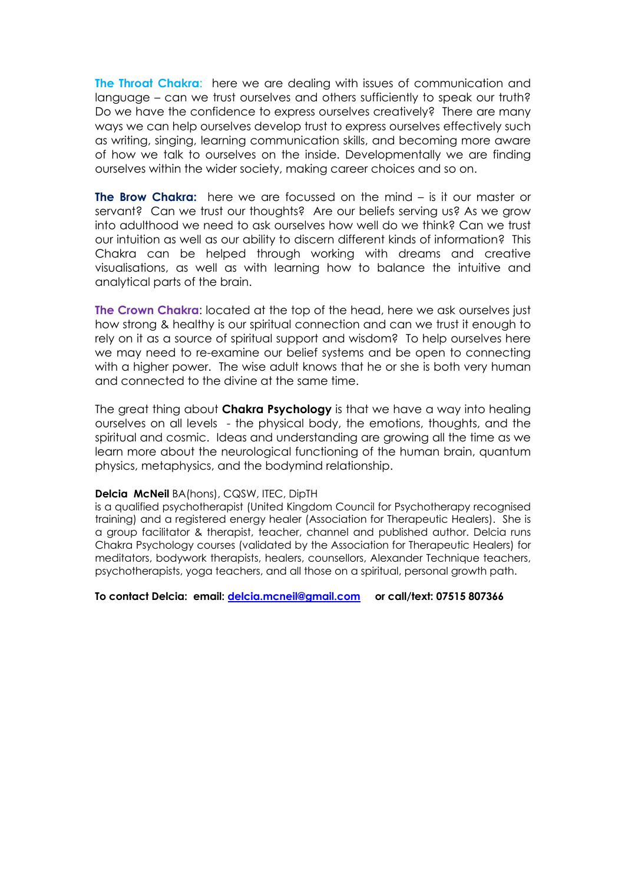**The Throat Chakra**: here we are dealing with issues of communication and language – can we trust ourselves and others sufficiently to speak our truth? Do we have the confidence to express ourselves creatively? There are many ways we can help ourselves develop trust to express ourselves effectively such as writing, singing, learning communication skills, and becoming more aware of how we talk to ourselves on the inside. Developmentally we are finding ourselves within the wider society, making career choices and so on.

**The Brow Chakra:** here we are focussed on the mind – is it our master or servant? Can we trust our thoughts? Are our beliefs serving us? As we grow into adulthood we need to ask ourselves how well do we think? Can we trust our intuition as well as our ability to discern different kinds of information? This Chakra can be helped through working with dreams and creative visualisations, as well as with learning how to balance the intuitive and analytical parts of the brain.

**The Crown Chakra**: located at the top of the head, here we ask ourselves just how strong & healthy is our spiritual connection and can we trust it enough to rely on it as a source of spiritual support and wisdom? To help ourselves here we may need to re-examine our belief systems and be open to connecting with a higher power. The wise adult knows that he or she is both very human and connected to the divine at the same time.

The great thing about **Chakra Psychology** is that we have a way into healing ourselves on all levels - the physical body, the emotions, thoughts, and the spiritual and cosmic. Ideas and understanding are growing all the time as we learn more about the neurological functioning of the human brain, quantum physics, metaphysics, and the bodymind relationship.

**Delcia McNeil** BA(hons), CQSW, ITEC, DipTH
is a qualified psychotherapist (United Kingdom Council for Psychotherapy recognised training) and a registered energy healer (Association for Therapeutic Healers). She is a group facilitator & therapist, teacher, channel and published author. Delcia runs Chakra Psychology courses (validated by the Association for Therapeutic Healers) for meditators, bodywork therapists, healers, counsellors, Alexander Technique teachers, psychotherapists, yoga teachers, and all those on a spiritual, personal growth path.

**To contact Delcia: email: [delcia.mcneil@gmail.com](mailto:delcia.mcneil@gmail.com) or call/text: 07515 807366**